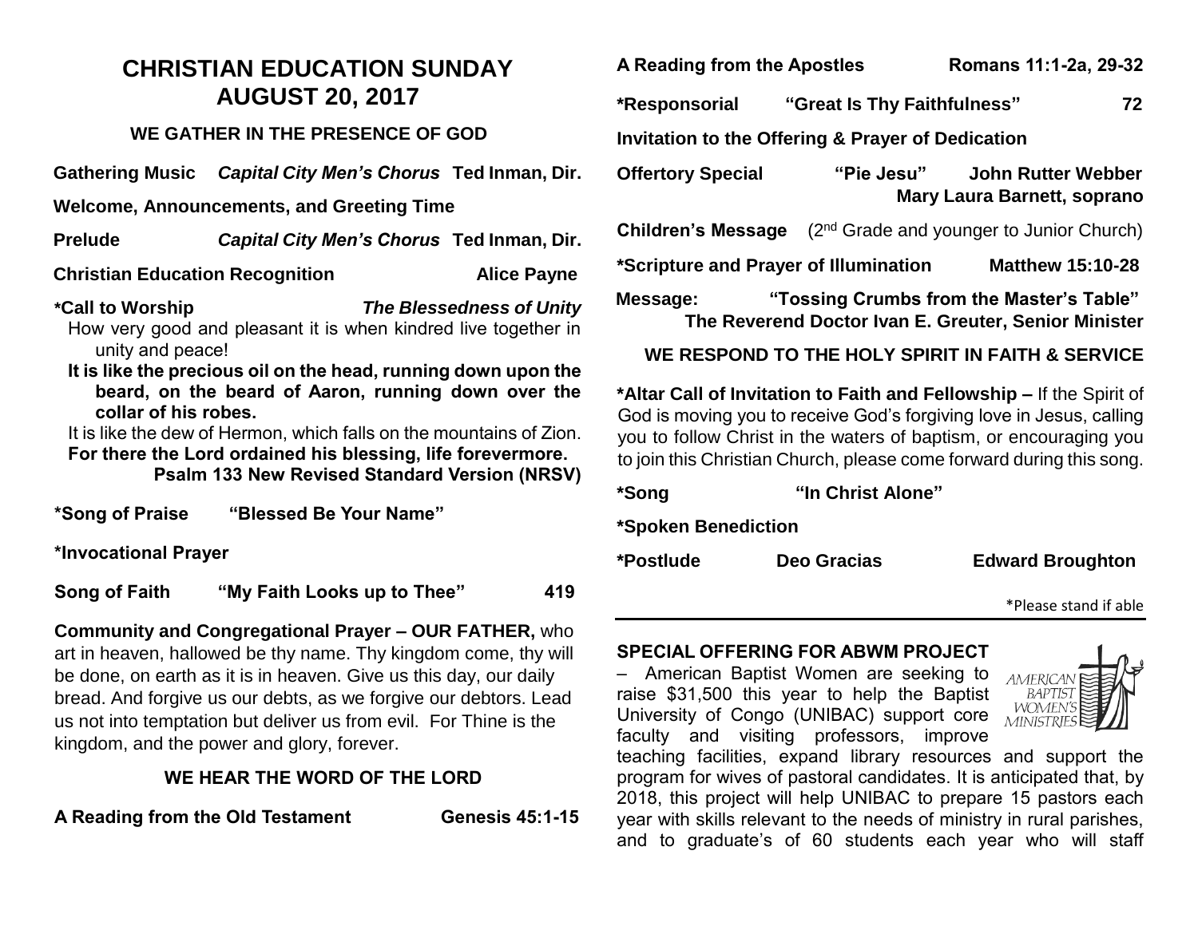# CHRISTIAN EDUCATION SUNDAY
# AUGUST 20, 2017

### WE GATHER IN THE PRESENCE OF GOD

**Gathering Music** ***Capital City Men's Chorus*** **Ted Inman, Dir.**

**Welcome, Announcements, and Greeting Time**

**Prelude** ***Capital City Men's Chorus*** **Ted Inman, Dir.**

**Christian Education Recognition** **Alice Payne**

**\*Call to Worship** ***The Blessedness of Unity***

How very good and pleasant it is when kindred live together in unity and peace!

**It is like the precious oil on the head, running down upon the beard, on the beard of Aaron, running down over the collar of his robes.**

It is like the dew of Hermon, which falls on the mountains of Zion.

**For there the Lord ordained his blessing, life forevermore.**

**Psalm 133 New Revised Standard Version (NRSV)**

**\*Song of Praise** **"Blessed Be Your Name"**

**\*Invocational Prayer**

**Song of Faith** **"My Faith Looks up to Thee"** **419**

**Community and Congregational Prayer – OUR FATHER,** who art in heaven, hallowed be thy name. Thy kingdom come, thy will be done, on earth as it is in heaven. Give us this day, our daily bread. And forgive us our debts, as we forgive our debtors. Lead us not into temptation but deliver us from evil. For Thine is the kingdom, and the power and glory, forever.

### WE HEAR THE WORD OF THE LORD

**A Reading from the Old Testament** **Genesis 45:1-15**

**A Reading from the Apostles** **Romans 11:1-2a, 29-32**

**\*Responsorial** **"Great Is Thy Faithfulness"** **72**

**Invitation to the Offering & Prayer of Dedication**

**Offertory Special** **"Pie Jesu"** **John Rutter Webber**
**Mary Laura Barnett, soprano**

**Children's Message** (2nd Grade and younger to Junior Church)

**\*Scripture and Prayer of Illumination** **Matthew 15:10-28**

**Message:** **"Tossing Crumbs from the Master's Table"**
**The Reverend Doctor Ivan E. Greuter, Senior Minister**

### WE RESPOND TO THE HOLY SPIRIT IN FAITH & SERVICE

**\*Altar Call of Invitation to Faith and Fellowship –** If the Spirit of God is moving you to receive God's forgiving love in Jesus, calling you to follow Christ in the waters of baptism, or encouraging you to join this Christian Church, please come forward during this song.

**\*Song** **"In Christ Alone"**

**\*Spoken Benediction**

**\*Postlude** **Deo Gracias** **Edward Broughton**

\*Please stand if able

---

**SPECIAL OFFERING FOR ABWM PROJECT** – American Baptist Women are seeking to raise $31,500 this year to help the Baptist University of Congo (UNIBAC) support core faculty and visiting professors, improve teaching facilities, expand library resources and support the program for wives of pastoral candidates. It is anticipated that, by 2018, this project will help UNIBAC to prepare 15 pastors each year with skills relevant to the needs of ministry in rural parishes, and to graduate's of 60 students each year who will staff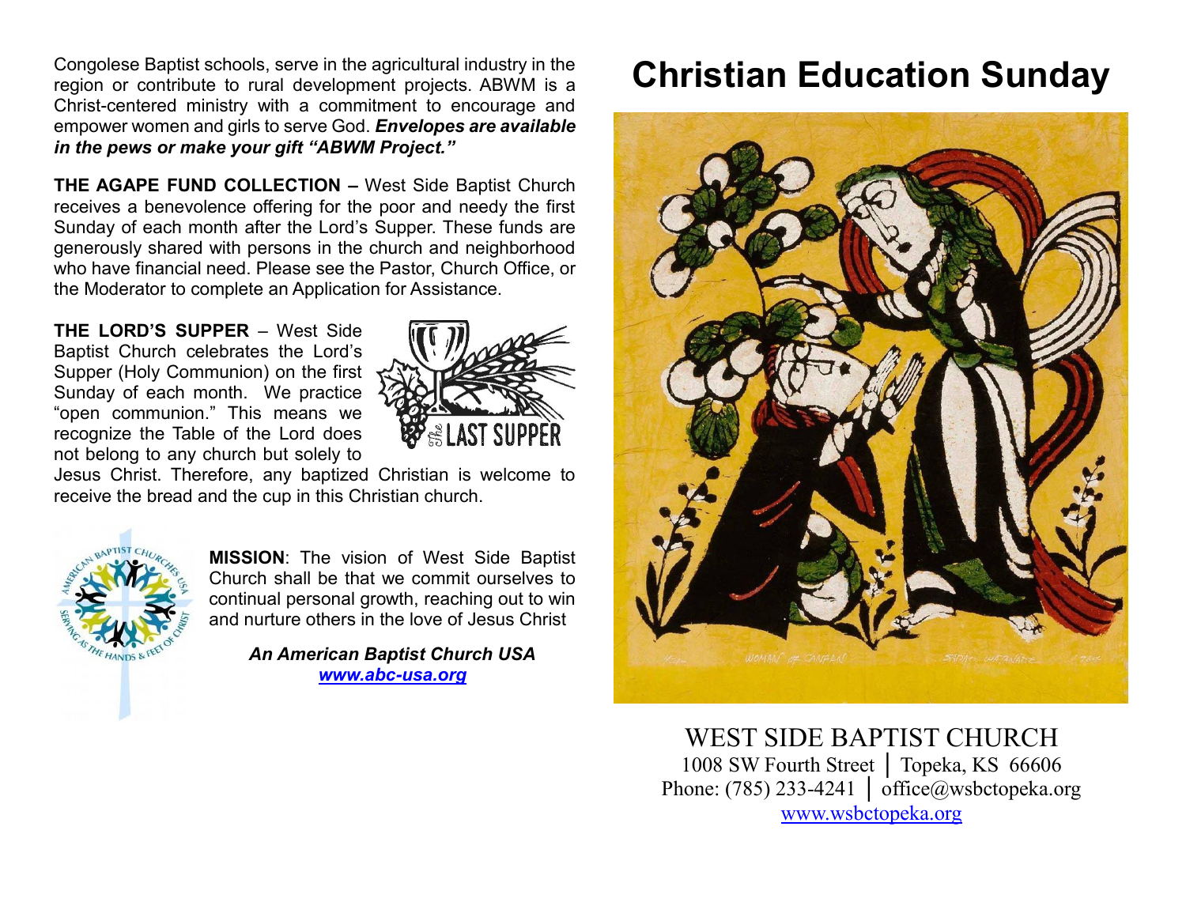Congolese Baptist schools, serve in the agricultural industry in the region or contribute to rural development projects. ABWM is a Christ-centered ministry with a commitment to encourage and empower women and girls to serve God. ***Envelopes are available in the pews or make your gift "ABWM Project."***

**THE AGAPE FUND COLLECTION –** West Side Baptist Church receives a benevolence offering for the poor and needy the first Sunday of each month after the Lord's Supper. These funds are generously shared with persons in the church and neighborhood who have financial need. Please see the Pastor, Church Office, or the Moderator to complete an Application for Assistance.

**THE LORD'S SUPPER** – West Side Baptist Church celebrates the Lord's Supper (Holy Communion) on the first Sunday of each month. We practice "open communion." This means we recognize the Table of the Lord does not belong to any church but solely to Jesus Christ. Therefore, any baptized Christian is welcome to receive the bread and the cup in this Christian church.

**MISSION**: The vision of West Side Baptist Church shall be that we commit ourselves to continual personal growth, reaching out to win and nurture others in the love of Jesus Christ

***An American Baptist Church USA***
***www.abc-usa.org***

# Christian Education Sunday

WEST SIDE BAPTIST CHURCH
1008 SW Fourth Street | Topeka, KS 66606
Phone: (785) 233-4241 | office@wsbctopeka.org
www.wsbctopeka.org